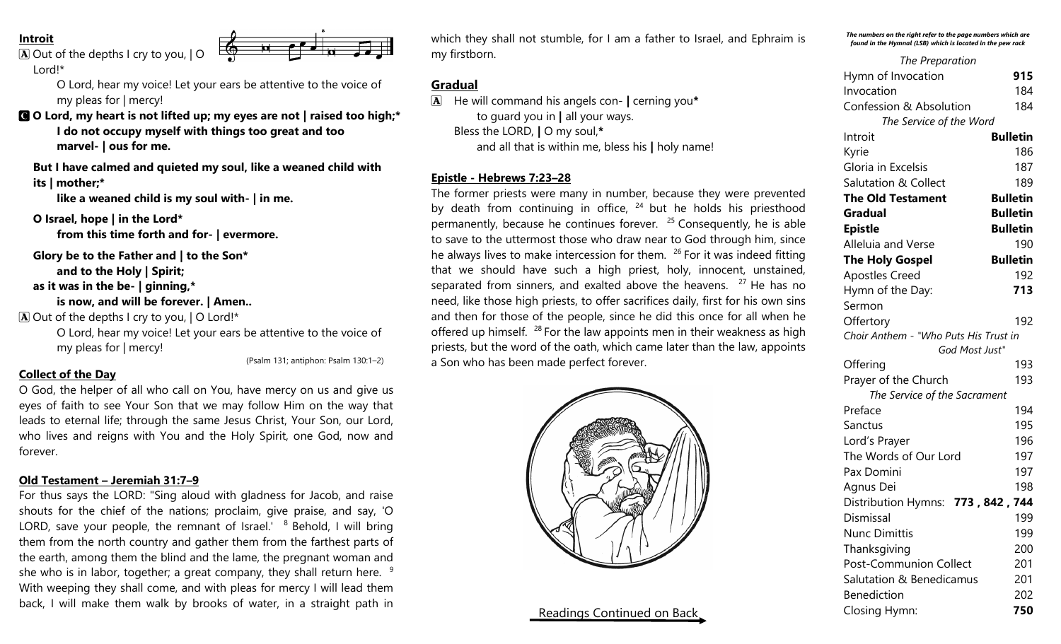## Introit

**A** Out of the depths I cry to you, | O Lord!*

O Lord, hear my voice! Let your ears be attentive to the voice of my pleas for | mercy!

**C** **O Lord, my heart is not lifted up; my eyes are not | raised too high;***
**I do not occupy myself with things too great and too marvel- | ous for me.**

**But I have calmed and quieted my soul, like a weaned child with its | mother;***
**like a weaned child is my soul with- | in me.**

**O Israel, hope | in the Lord***
**from this time forth and for- | evermore.**

**Glory be to the Father and | to the Son***
**and to the Holy | Spirit;**
**as it was in the be- | ginning,***
**is now, and will be forever. | Amen..**

**A** Out of the depths I cry to you, | O Lord!*

O Lord, hear my voice! Let your ears be attentive to the voice of my pleas for | mercy!

(Psalm 131; antiphon: Psalm 130:1–2)

## Collect of the Day

O God, the helper of all who call on You, have mercy on us and give us eyes of faith to see Your Son that we may follow Him on the way that leads to eternal life; through the same Jesus Christ, Your Son, our Lord, who lives and reigns with You and the Holy Spirit, one God, now and forever.

## Old Testament – Jeremiah 31:7–9

For thus says the LORD: "Sing aloud with gladness for Jacob, and raise shouts for the chief of the nations; proclaim, give praise, and say, 'O LORD, save your people, the remnant of Israel.' [8] Behold, I will bring them from the north country and gather them from the farthest parts of the earth, among them the blind and the lame, the pregnant woman and she who is in labor, together; a great company, they shall return here. [9] With weeping they shall come, and with pleas for mercy I will lead them back, I will make them walk by brooks of water, in a straight path in which they shall not stumble, for I am a father to Israel, and Ephraim is my firstborn.

## Gradual

**A** He will command his angels con- | cerning you*
to guard you in | all your ways.
Bless the LORD, | O my soul,*
and all that is within me, bless his | holy name!

## Epistle - Hebrews 7:23–28

The former priests were many in number, because they were prevented by death from continuing in office, [24] but he holds his priesthood permanently, because he continues forever. [25] Consequently, he is able to save to the uttermost those who draw near to God through him, since he always lives to make intercession for them. [26] For it was indeed fitting that we should have such a high priest, holy, innocent, unstained, separated from sinners, and exalted above the heavens. [27] He has no need, like those high priests, to offer sacrifices daily, first for his own sins and then for those of the people, since he did this once for all when he offered up himself. [28] For the law appoints men in their weakness as high priests, but the word of the oath, which came later than the law, appoints a Son who has been made perfect forever.

Readings Continued on Back

*The numbers on the right refer to the page numbers which are found in the Hymnal (LSB) which is located in the pew rack*

| *The Preparation* | |
|---|---|
| Hymn of Invocation | **915** |
| Invocation | 184 |
| Confession & Absolution | 184 |
| *The Service of the Word* | |
| Introit | **Bulletin** |
| Kyrie | 186 |
| Gloria in Excelsis | 187 |
| Salutation & Collect | 189 |
| **The Old Testament** | **Bulletin** |
| **Gradual** | **Bulletin** |
| **Epistle** | **Bulletin** |
| Alleluia and Verse | 190 |
| **The Holy Gospel** | **Bulletin** |
| Apostles Creed | 192 |
| Hymn of the Day: | **713** |
| Sermon | |
| Offertory | 192 |
| *Choir Anthem - "Who Puts His Trust in God Most Just"* | |
| Offering | 193 |
| Prayer of the Church | 193 |
| *The Service of the Sacrament* | |
| Preface | 194 |
| Sanctus | 195 |
| Lord's Prayer | 196 |
| The Words of Our Lord | 197 |
| Pax Domini | 197 |
| Agnus Dei | 198 |
| Distribution Hymns: | **773 , 842 , 744** |
| Dismissal | 199 |
| Nunc Dimittis | 199 |
| Thanksgiving | 200 |
| Post-Communion Collect | 201 |
| Salutation & Benedicamus | 201 |
| Benediction | 202 |
| Closing Hymn: | **750** |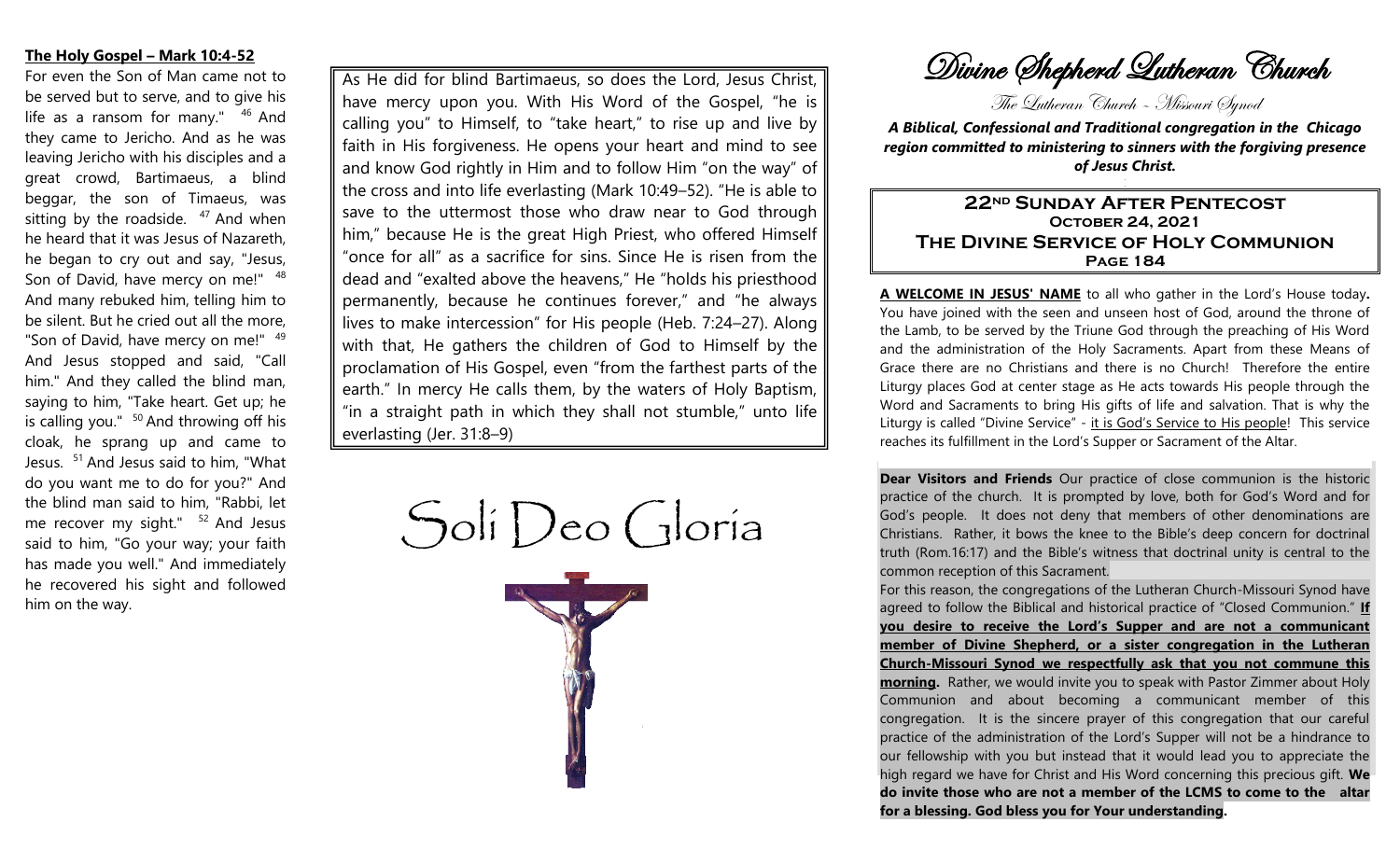## The Holy Gospel – Mark 10:4-52

For even the Son of Man came not to be served but to serve, and to give his life as a ransom for many." [46] And they came to Jericho. And as he was leaving Jericho with his disciples and a great crowd, Bartimaeus, a blind beggar, the son of Timaeus, was sitting by the roadside. [47] And when he heard that it was Jesus of Nazareth, he began to cry out and say, "Jesus, Son of David, have mercy on me!" [48] And many rebuked him, telling him to be silent. But he cried out all the more, "Son of David, have mercy on me!" [49] And Jesus stopped and said, "Call him." And they called the blind man, saying to him, "Take heart. Get up; he is calling you." [50] And throwing off his cloak, he sprang up and came to Jesus. [51] And Jesus said to him, "What do you want me to do for you?" And the blind man said to him, "Rabbi, let me recover my sight." [52] And Jesus said to him, "Go your way; your faith has made you well." And immediately he recovered his sight and followed him on the way.

As He did for blind Bartimaeus, so does the Lord, Jesus Christ, have mercy upon you. With His Word of the Gospel, "he is calling you" to Himself, to "take heart," to rise up and live by faith in His forgiveness. He opens your heart and mind to see and know God rightly in Him and to follow Him "on the way" of the cross and into life everlasting (Mark 10:49–52). "He is able to save to the uttermost those who draw near to God through him," because He is the great High Priest, who offered Himself "once for all" as a sacrifice for sins. Since He is risen from the dead and "exalted above the heavens," He "holds his priesthood permanently, because he continues forever," and "he always lives to make intercession" for His people (Heb. 7:24–27). Along with that, He gathers the children of God to Himself by the proclamation of His Gospel, even "from the farthest parts of the earth." In mercy He calls them, by the waters of Holy Baptism, "in a straight path in which they shall not stumble," unto life everlasting (Jer. 31:8–9)

Soli Deo Gloria

# Divine Shepherd Lutheran Church

The Lutheran Church ~ Missouri Synod

***A Biblical, Confessional and Traditional congregation in the Chicago region committed to ministering to sinners with the forgiving presence of Jesus Christ.***

## 22nd Sunday After Pentecost
## October 24, 2021
## The Divine Service of Holy Communion
## Page 184

**A WELCOME IN JESUS' NAME** to all who gather in the Lord's House today**.** You have joined with the seen and unseen host of God, around the throne of the Lamb, to be served by the Triune God through the preaching of His Word and the administration of the Holy Sacraments. Apart from these Means of Grace there are no Christians and there is no Church! Therefore the entire Liturgy places God at center stage as He acts towards His people through the Word and Sacraments to bring His gifts of life and salvation. That is why the Liturgy is called "Divine Service" - it is God's Service to His people! This service reaches its fulfillment in the Lord's Supper or Sacrament of the Altar.

**Dear Visitors and Friends** Our practice of close communion is the historic practice of the church. It is prompted by love, both for God's Word and for God's people. It does not deny that members of other denominations are Christians. Rather, it bows the knee to the Bible's deep concern for doctrinal truth (Rom.16:17) and the Bible's witness that doctrinal unity is central to the common reception of this Sacrament.

For this reason, the congregations of the Lutheran Church-Missouri Synod have agreed to follow the Biblical and historical practice of "Closed Communion." **If you desire to receive the Lord's Supper and are not a communicant member of Divine Shepherd, or a sister congregation in the Lutheran Church-Missouri Synod we respectfully ask that you not commune this morning.** Rather, we would invite you to speak with Pastor Zimmer about Holy Communion and about becoming a communicant member of this congregation. It is the sincere prayer of this congregation that our careful practice of the administration of the Lord's Supper will not be a hindrance to our fellowship with you but instead that it would lead you to appreciate the high regard we have for Christ and His Word concerning this precious gift. **We do invite those who are not a member of the LCMS to come to the altar for a blessing. God bless you for Your understanding.**